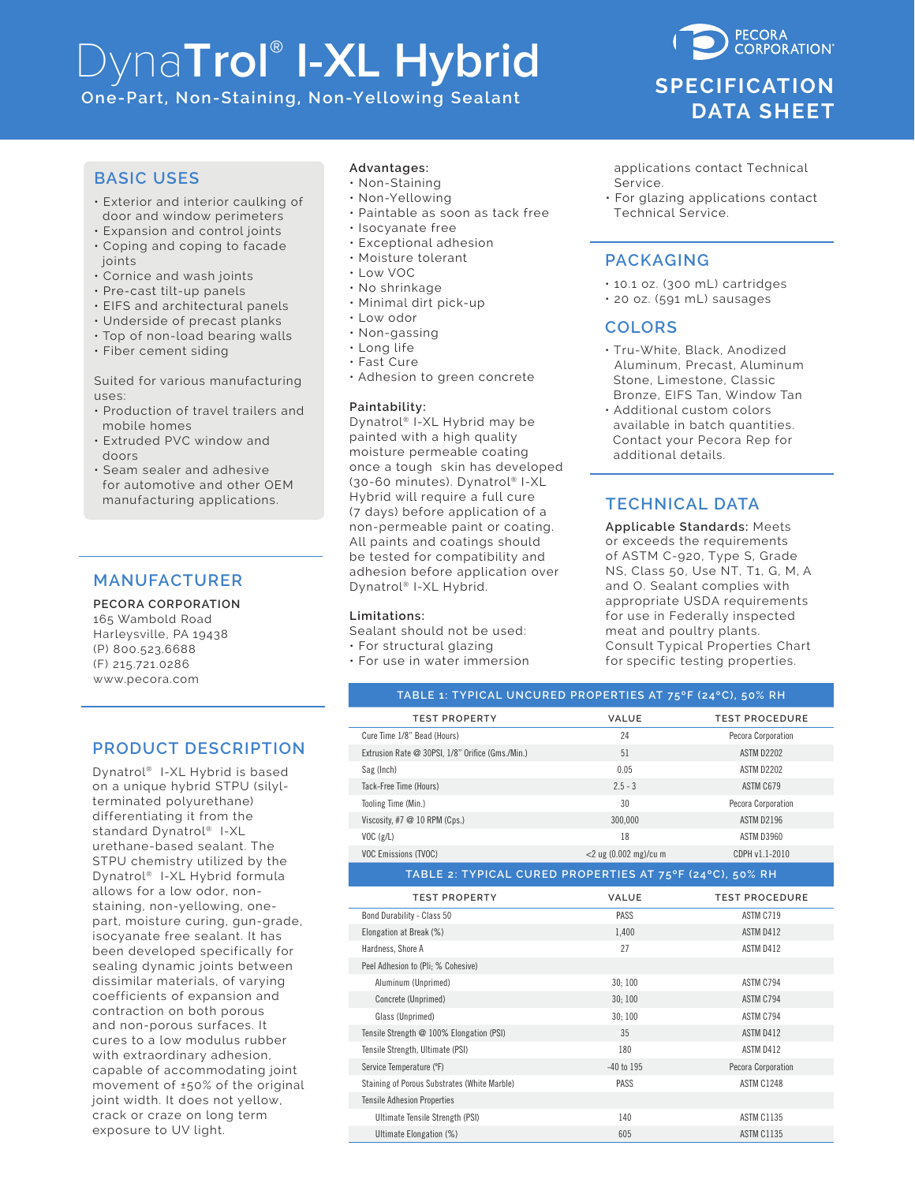# DynaTrol® I-XL Hybrid

One-Part, Non-Staining, Non-Yellowing Sealant

PECORA CORPORATION®

**SPECIFICATION DATA SHEET**

## BASIC USES

- Exterior and interior caulking of door and window perimeters
- Expansion and control joints
- Coping and coping to facade joints
- Cornice and wash joints
- Pre-cast tilt-up panels
- EIFS and architectural panels
- Underside of precast planks
- Top of non-load bearing walls
- Fiber cement siding

Suited for various manufacturing uses:

- Production of travel trailers and mobile homes
- Extruded PVC window and doors
- Seam sealer and adhesive for automotive and other OEM manufacturing applications.

## MANUFACTURER

**PECORA CORPORATION**
165 Wambold Road
Harleysville, PA 19438
(P) 800.523.6688
(F) 215.721.0286
www.pecora.com

## PRODUCT DESCRIPTION

Dynatrol® I-XL Hybrid is based on a unique hybrid STPU (silyl-terminated polyurethane) differentiating it from the standard Dynatrol® I-XL urethane-based sealant. The STPU chemistry utilized by the Dynatrol® I-XL Hybrid formula allows for a low odor, non-staining, non-yellowing, one-part, moisture curing, gun-grade, isocyanate free sealant. It has been developed specifically for sealing dynamic joints between dissimilar materials, of varying coefficients of expansion and contraction on both porous and non-porous surfaces. It cures to a low modulus rubber with extraordinary adhesion, capable of accommodating joint movement of ±50% of the original joint width. It does not yellow, crack or craze on long term exposure to UV light.

**Advantages:**

- Non-Staining
- Non-Yellowing
- Paintable as soon as tack free
- Isocyanate free
- Exceptional adhesion
- Moisture tolerant
- Low VOC
- No shrinkage
- Minimal dirt pick-up
- Low odor
- Non-gassing
- Long life
- Fast Cure
- Adhesion to green concrete

**Paintability:**
Dynatrol® I-XL Hybrid may be painted with a high quality moisture permeable coating once a tough skin has developed (30-60 minutes). Dynatrol® I-XL Hybrid will require a full cure (7 days) before application of a non-permeable paint or coating. All paints and coatings should be tested for compatibility and adhesion before application over Dynatrol® I-XL Hybrid.

**Limitations:**
Sealant should not be used:

- For structural glazing
- For use in water immersion applications contact Technical Service.
- For glazing applications contact Technical Service.

## PACKAGING

- 10.1 oz. (300 mL) cartridges
- 20 oz. (591 mL) sausages

## COLORS

- Tru-White, Black, Anodized Aluminum, Precast, Aluminum Stone, Limestone, Classic Bronze, EIFS Tan, Window Tan
- Additional custom colors available in batch quantities. Contact your Pecora Rep for additional details.

## TECHNICAL DATA

**Applicable Standards:** Meets or exceeds the requirements of ASTM C-920, Type S, Grade NS, Class 50, Use NT, T1, G, M, A and O. Sealant complies with appropriate USDA requirements for use in Federally inspected meat and poultry plants. Consult Typical Properties Chart for specific testing properties.

**TABLE 1: TYPICAL UNCURED PROPERTIES AT 75°F (24°C), 50% RH**

| TEST PROPERTY | VALUE | TEST PROCEDURE |
|---|---|---|
| Cure Time 1/8" Bead (Hours) | 24 | Pecora Corporation |
| Extrusion Rate @ 30PSI, 1/8" Orifice (Gms./Min.) | 51 | ASTM D2202 |
| Sag (Inch) | 0.05 | ASTM D2202 |
| Tack-Free Time (Hours) | 2.5 - 3 | ASTM C679 |
| Tooling Time (Min.) | 30 | Pecora Corporation |
| Viscosity, #7 @ 10 RPM (Cps.) | 300,000 | ASTM D2196 |
| VOC (g/L) | 18 | ASTM D3960 |
| VOC Emissions (TVOC) | <2 ug (0.002 mg)/cu m | CDPH v1.1-2010 |

**TABLE 2: TYPICAL CURED PROPERTIES AT 75°F (24°C), 50% RH**

| TEST PROPERTY | VALUE | TEST PROCEDURE |
|---|---|---|
| Bond Durability - Class 50 | PASS | ASTM C719 |
| Elongation at Break (%) | 1,400 | ASTM D412 |
| Hardness, Shore A | 27 | ASTM D412 |
| Peel Adhesion to (Pli; % Cohesive) | | |
| Aluminum (Unprimed) | 30; 100 | ASTM C794 |
| Concrete (Unprimed) | 30; 100 | ASTM C794 |
| Glass (Unprimed) | 30; 100 | ASTM C794 |
| Tensile Strength @ 100% Elongation (PSI) | 35 | ASTM D412 |
| Tensile Strength, Ultimate (PSI) | 180 | ASTM D412 |
| Service Temperature (°F) | -40 to 195 | Pecora Corporation |
| Staining of Porous Substrates (White Marble) | PASS | ASTM C1248 |
| Tensile Adhesion Properties | | |
| Ultimate Tensile Strength (PSI) | 140 | ASTM C1135 |
| Ultimate Elongation (%) | 605 | ASTM C1135 |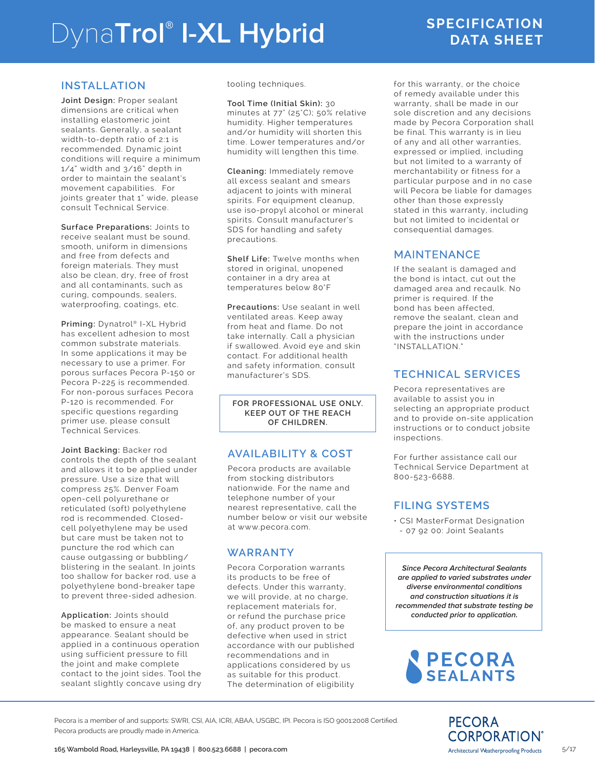# DynaTrol® I-XL Hybrid

**SPECIFICATION DATA SHEET**

## INSTALLATION

**Joint Design:** Proper sealant dimensions are critical when installing elastomeric joint sealants. Generally, a sealant width-to-depth ratio of 2:1 is recommended. Dynamic joint conditions will require a minimum 1/4" width and 3/16" depth in order to maintain the sealant's movement capabilities. For joints greater that 1" wide, please consult Technical Service.

**Surface Preparations:** Joints to receive sealant must be sound, smooth, uniform in dimensions and free from defects and foreign materials. They must also be clean, dry, free of frost and all contaminants, such as curing, compounds, sealers, waterproofing, coatings, etc.

**Priming:** Dynatrol® I-XL Hybrid has excellent adhesion to most common substrate materials. In some applications it may be necessary to use a primer. For porous surfaces Pecora P-150 or Pecora P-225 is recommended. For non-porous surfaces Pecora P-120 is recommended. For specific questions regarding primer use, please consult Technical Services.

**Joint Backing:** Backer rod controls the depth of the sealant and allows it to be applied under pressure. Use a size that will compress 25%. Denver Foam open-cell polyurethane or reticulated (soft) polyethylene rod is recommended. Closed-cell polyethylene may be used but care must be taken not to puncture the rod which can cause outgassing or bubbling/blistering in the sealant. In joints too shallow for backer rod, use a polyethylene bond-breaker tape to prevent three-sided adhesion.

**Application:** Joints should be masked to ensure a neat appearance. Sealant should be applied in a continuous operation using sufficient pressure to fill the joint and make complete contact to the joint sides. Tool the sealant slightly concave using dry tooling techniques.

**Tool Time (Initial Skin):** 30 minutes at 77° (25°C); 50% relative humidity. Higher temperatures and/or humidity will shorten this time. Lower temperatures and/or humidity will lengthen this time.

**Cleaning:** Immediately remove all excess sealant and smears adjacent to joints with mineral spirits. For equipment cleanup, use iso-propyl alcohol or mineral spirits. Consult manufacturer's SDS for handling and safety precautions.

**Shelf Life:** Twelve months when stored in original, unopened container in a dry area at temperatures below 80°F

**Precautions:** Use sealant in well ventilated areas. Keep away from heat and flame. Do not take internally. Call a physician if swallowed. Avoid eye and skin contact. For additional health and safety information, consult manufacturer's SDS.

**FOR PROFESSIONAL USE ONLY. KEEP OUT OF THE REACH OF CHILDREN.**

## AVAILABILITY & COST

Pecora products are available from stocking distributors nationwide. For the name and telephone number of your nearest representative, call the number below or visit our website at www.pecora.com.

## WARRANTY

Pecora Corporation warrants its products to be free of defects. Under this warranty, we will provide, at no charge, replacement materials for, or refund the purchase price of, any product proven to be defective when used in strict accordance with our published recommendations and in applications considered by us as suitable for this product. The determination of eligibility for this warranty, or the choice of remedy available under this warranty, shall be made in our sole discretion and any decisions made by Pecora Corporation shall be final. This warranty is in lieu of any and all other warranties, expressed or implied, including but not limited to a warranty of merchantability or fitness for a particular purpose and in no case will Pecora be liable for damages other than those expressly stated in this warranty, including but not limited to incidental or consequential damages.

## MAINTENANCE

If the sealant is damaged and the bond is intact, cut out the damaged area and recaulk. No primer is required. If the bond has been affected, remove the sealant, clean and prepare the joint in accordance with the instructions under "INSTALLATION."

## TECHNICAL SERVICES

Pecora representatives are available to assist you in selecting an appropriate product and to provide on-site application instructions or to conduct jobsite inspections.

For further assistance call our Technical Service Department at 800-523-6688.

## FILING SYSTEMS

- CSI MasterFormat Designation
  - 07 92 00: Joint Sealants

***Since Pecora Architectural Sealants are applied to varied substrates under diverse environmental conditions and construction situations it is recommended that substrate testing be conducted prior to application.***

PECORA SEALANTS

Pecora is a member of and supports: SWRI, CSI, AIA, ICRI, ABAA, USGBC, IPI. Pecora is ISO 9001:2008 Certified. Pecora products are proudly made in America.

**165 Wambold Road, Harleysville, PA 19438 | 800.523.6688 | pecora.com**

PECORA CORPORATION® Architectural Weatherproofing Products

5/17